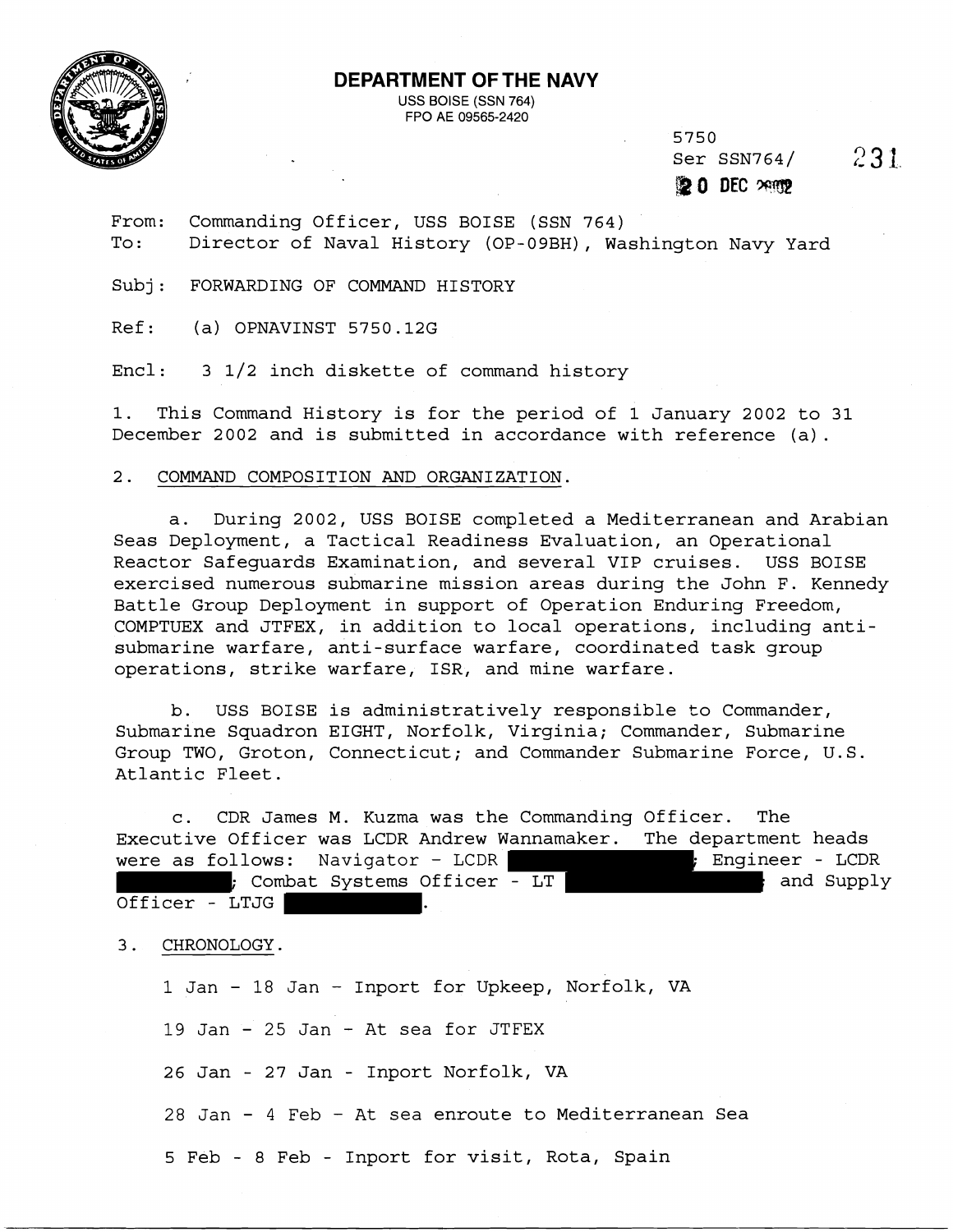**DEPARTMENT OF THE NAVY**
USS BOISE (SSN 764)
FPO AE 09565-2420

5750
Ser SSN764/ 231
20 DEC 2002

From: Commanding Officer, USS BOISE (SSN 764)
To: Director of Naval History (OP-09BH), Washington Navy Yard

Subj: FORWARDING OF COMMAND HISTORY

Ref: (a) OPNAVINST 5750.12G

Encl: 3 1/2 inch diskette of command history

1. This Command History is for the period of 1 January 2002 to 31 December 2002 and is submitted in accordance with reference (a).

2. COMMAND COMPOSITION AND ORGANIZATION.

a. During 2002, USS BOISE completed a Mediterranean and Arabian Seas Deployment, a Tactical Readiness Evaluation, an Operational Reactor Safeguards Examination, and several VIP cruises. USS BOISE exercised numerous submarine mission areas during the John F. Kennedy Battle Group Deployment in support of Operation Enduring Freedom, COMPTUEX and JTFEX, in addition to local operations, including anti-submarine warfare, anti-surface warfare, coordinated task group operations, strike warfare, ISR, and mine warfare.

b. USS BOISE is administratively responsible to Commander, Submarine Squadron EIGHT, Norfolk, Virginia; Commander, Submarine Group TWO, Groton, Connecticut; and Commander Submarine Force, U.S. Atlantic Fleet.

c. CDR James M. Kuzma was the Commanding Officer. The Executive Officer was LCDR Andrew Wannamaker. The department heads were as follows: Navigator - LCDR [REDACTED]; Engineer - LCDR [REDACTED]; Combat Systems Officer - LT [REDACTED] and Supply Officer - LTJG [REDACTED].

3. CHRONOLOGY.

1 Jan - 18 Jan - Inport for Upkeep, Norfolk, VA

19 Jan - 25 Jan - At sea for JTFEX

26 Jan - 27 Jan - Inport Norfolk, VA

28 Jan - 4 Feb - At sea enroute to Mediterranean Sea

5 Feb - 8 Feb - Inport for visit, Rota, Spain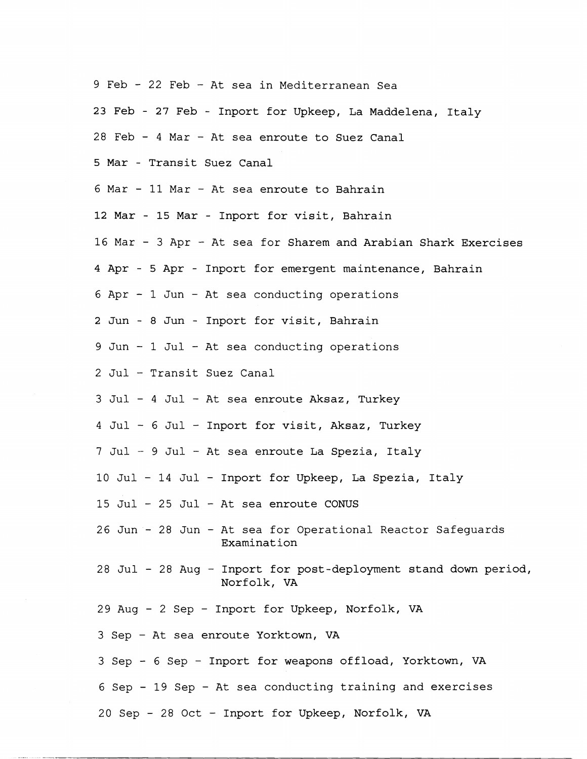9 Feb - 22 Feb - At sea in Mediterranean Sea

23 Feb - 27 Feb - Inport for Upkeep, La Maddelena, Italy

28 Feb - 4 Mar - At sea enroute to Suez Canal

5 Mar - Transit Suez Canal

6 Mar - 11 Mar - At sea enroute to Bahrain

12 Mar - 15 Mar - Inport for visit, Bahrain

16 Mar - 3 Apr - At sea for Sharem and Arabian Shark Exercises

4 Apr - 5 Apr - Inport for emergent maintenance, Bahrain

6 Apr - 1 Jun - At sea conducting operations

2 Jun - 8 Jun - Inport for visit, Bahrain

9 Jun - 1 Jul - At sea conducting operations

2 Jul - Transit Suez Canal

3 Jul - 4 Jul - At sea enroute Aksaz, Turkey

4 Jul - 6 Jul - Inport for visit, Aksaz, Turkey

7 Jul - 9 Jul - At sea enroute La Spezia, Italy

10 Jul - 14 Jul - Inport for Upkeep, La Spezia, Italy

15 Jul - 25 Jul - At sea enroute CONUS

26 Jun - 28 Jun - At sea for Operational Reactor Safeguards Examination

28 Jul - 28 Aug - Inport for post-deployment stand down period, Norfolk, VA

29 Aug - 2 Sep - Inport for Upkeep, Norfolk, VA

3 Sep - At sea enroute Yorktown, VA

3 Sep - 6 Sep - Inport for weapons offload, Yorktown, VA

6 Sep - 19 Sep - At sea conducting training and exercises

20 Sep - 28 Oct - Inport for Upkeep, Norfolk, VA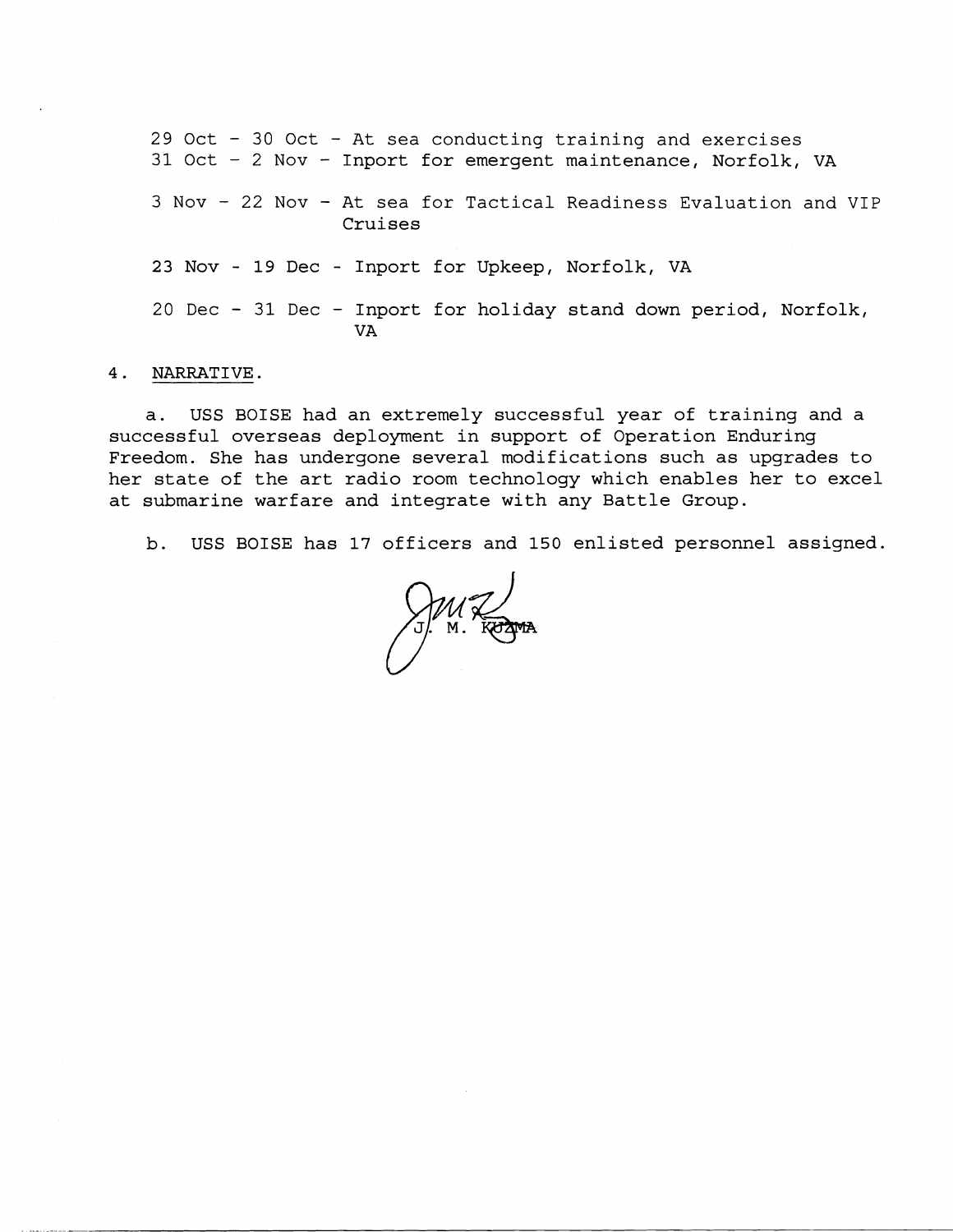29 Oct - 30 Oct - At sea conducting training and exercises
31 Oct - 2 Nov - Inport for emergent maintenance, Norfolk, VA

3 Nov - 22 Nov - At sea for Tactical Readiness Evaluation and VIP Cruises

23 Nov - 19 Dec - Inport for Upkeep, Norfolk, VA

20 Dec - 31 Dec - Inport for holiday stand down period, Norfolk, VA

4. NARRATIVE.

a. USS BOISE had an extremely successful year of training and a successful overseas deployment in support of Operation Enduring Freedom. She has undergone several modifications such as upgrades to her state of the art radio room technology which enables her to excel at submarine warfare and integrate with any Battle Group.

b. USS BOISE has 17 officers and 150 enlisted personnel assigned.

J. M. KUZMA